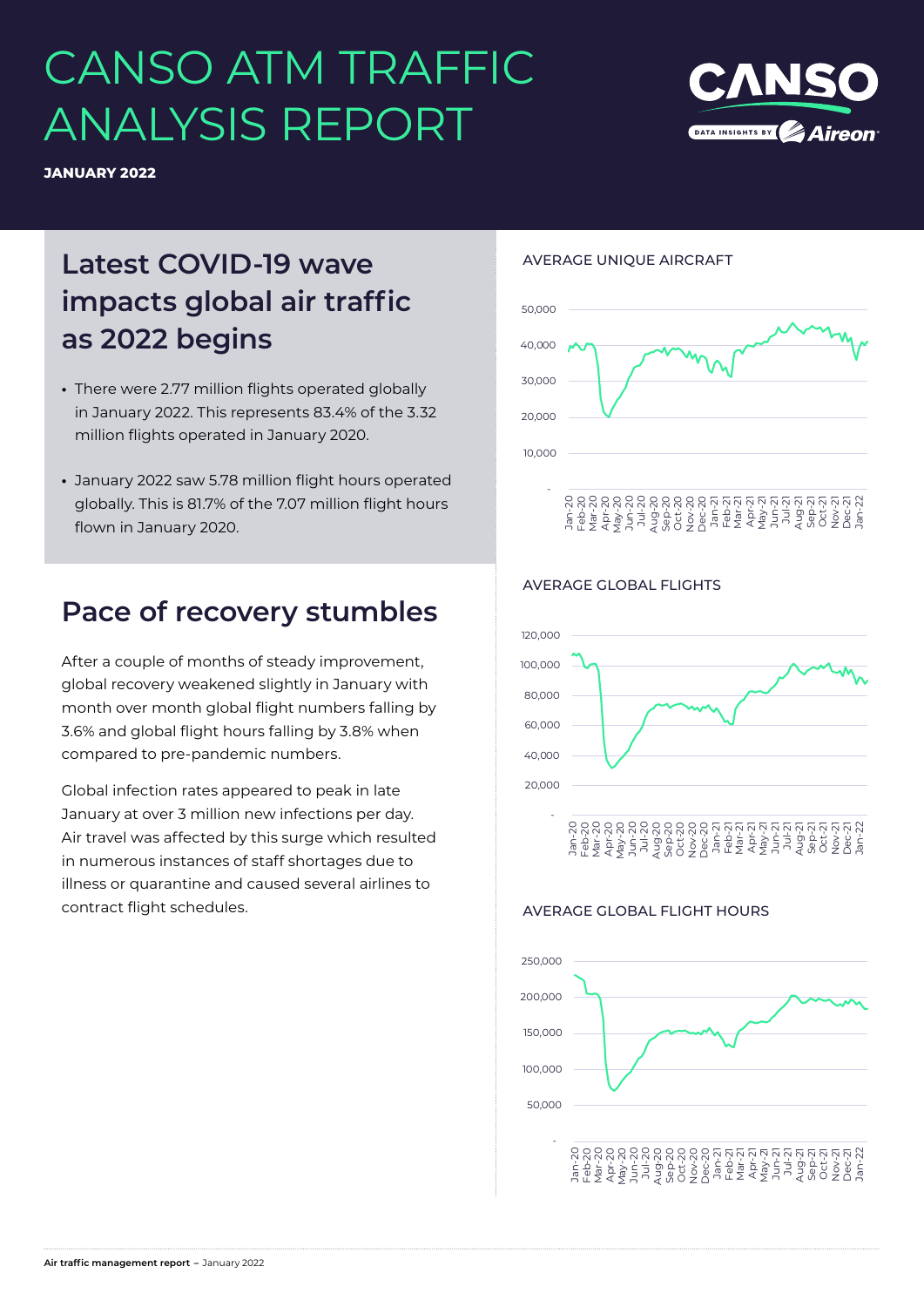# CANSO ATM TRAFFIC ANALYSIS REPORT

**JANUARY 2022**

## Latest COVID-19 wave impacts global air traffic as 2022 begins

- There were 2.77 million flights operated globally in January 2022. This represents 83.4% of the 3.32 million flights operated in January 2020.
- January 2022 saw 5.78 million flight hours operated globally. This is 81.7% of the 7.07 million flight hours flown in January 2020.

## Pace of recovery stumbles

After a couple of months of steady improvement, global recovery weakened slightly in January with month over month global flight numbers falling by 3.6% and global flight hours falling by 3.8% when compared to pre-pandemic numbers.

Global infection rates appeared to peak in late January at over 3 million new infections per day. Air travel was affected by this surge which resulted in numerous instances of staff shortages due to illness or quarantine and caused several airlines to contract flight schedules.

AVERAGE UNIQUE AIRCRAFT

AVERAGE GLOBAL FLIGHTS

AVERAGE GLOBAL FLIGHT HOURS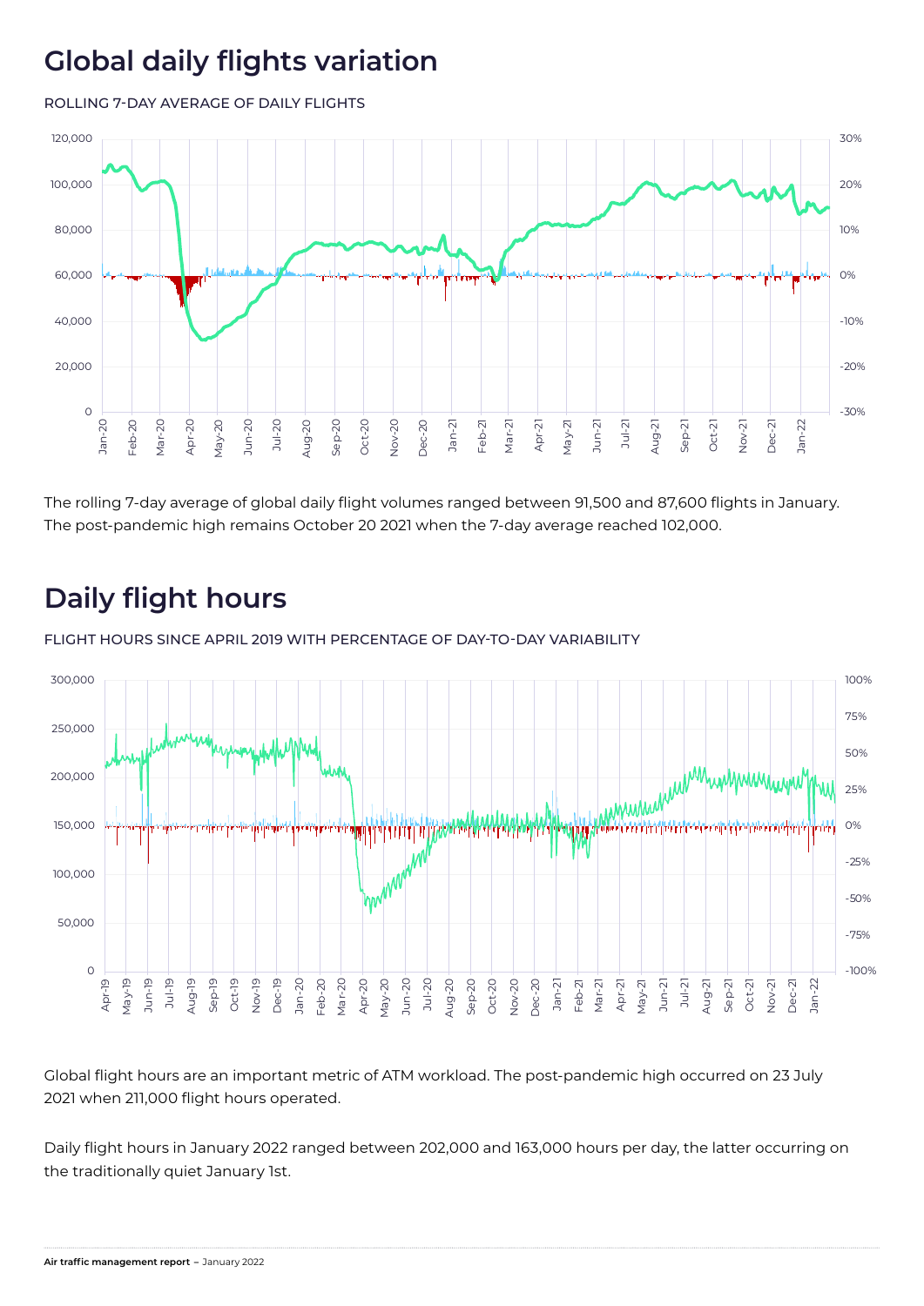# Global daily flights variation

ROLLING 7-DAY AVERAGE OF DAILY FLIGHTS

The rolling 7-day average of global daily flight volumes ranged between 91,500 and 87,600 flights in January. The post-pandemic high remains October 20 2021 when the 7-day average reached 102,000.

# Daily flight hours

FLIGHT HOURS SINCE APRIL 2019 WITH PERCENTAGE OF DAY-TO-DAY VARIABILITY

Global flight hours are an important metric of ATM workload. The post-pandemic high occurred on 23 July 2021 when 211,000 flight hours operated.

Daily flight hours in January 2022 ranged between 202,000 and 163,000 hours per day, the latter occurring on the traditionally quiet January 1st.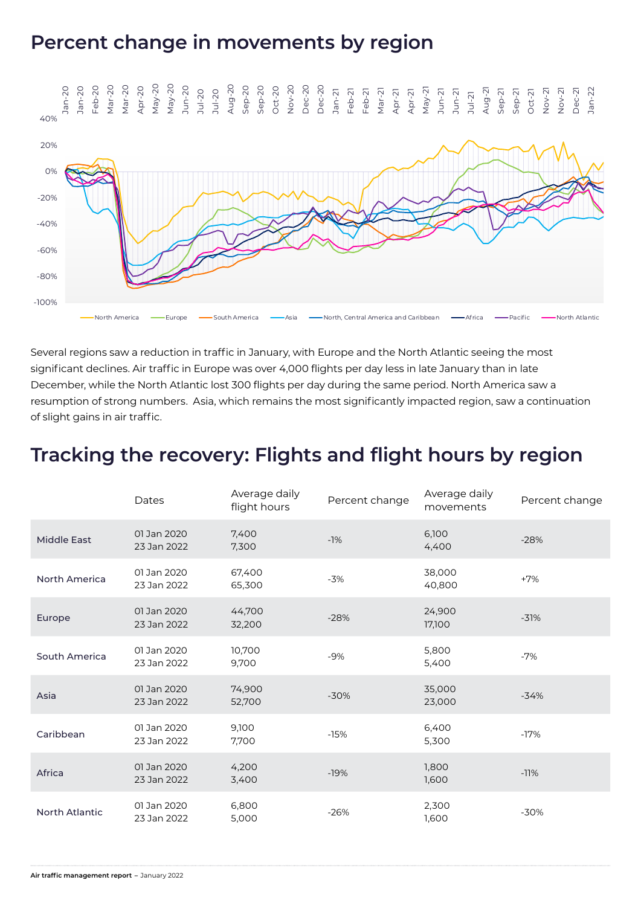## Percent change in movements by region

Several regions saw a reduction in traffic in January, with Europe and the North Atlantic seeing the most significant declines. Air traffic in Europe was over 4,000 flights per day less in late January than in late December, while the North Atlantic lost 300 flights per day during the same period. North America saw a resumption of strong numbers. Asia, which remains the most significantly impacted region, saw a continuation of slight gains in air traffic.

## Tracking the recovery: Flights and flight hours by region

| | Dates | Average daily flight hours | Percent change | Average daily movements | Percent change |
|---|---|---|---|---|---|
| Middle East | 01 Jan 2020<br>23 Jan 2022 | 7,400<br>7,300 | -1% | 6,100<br>4,400 | -28% |
| North America | 01 Jan 2020<br>23 Jan 2022 | 67,400<br>65,300 | -3% | 38,000<br>40,800 | +7% |
| Europe | 01 Jan 2020<br>23 Jan 2022 | 44,700<br>32,200 | -28% | 24,900<br>17,100 | -31% |
| South America | 01 Jan 2020<br>23 Jan 2022 | 10,700<br>9,700 | -9% | 5,800<br>5,400 | -7% |
| Asia | 01 Jan 2020<br>23 Jan 2022 | 74,900<br>52,700 | -30% | 35,000<br>23,000 | -34% |
| Caribbean | 01 Jan 2020<br>23 Jan 2022 | 9,100<br>7,700 | -15% | 6,400<br>5,300 | -17% |
| Africa | 01 Jan 2020<br>23 Jan 2022 | 4,200<br>3,400 | -19% | 1,800<br>1,600 | -11% |
| North Atlantic | 01 Jan 2020<br>23 Jan 2022 | 6,800<br>5,000 | -26% | 2,300<br>1,600 | -30% |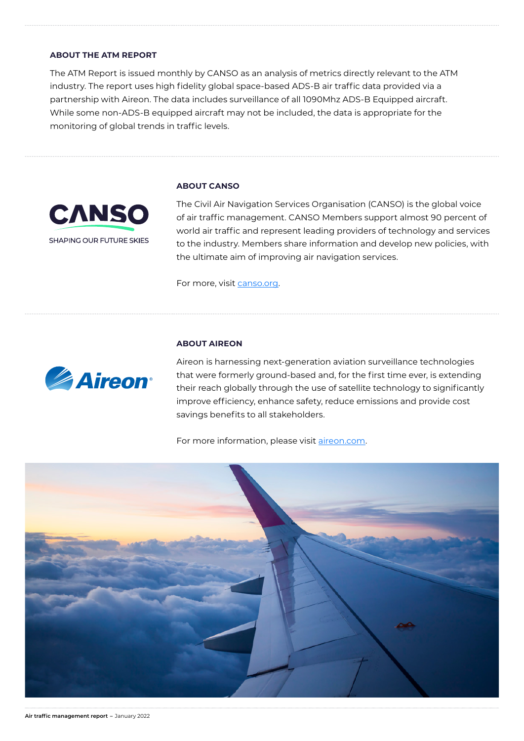### ABOUT THE ATM REPORT

The ATM Report is issued monthly by CANSO as an analysis of metrics directly relevant to the ATM industry. The report uses high fidelity global space-based ADS-B air traffic data provided via a partnership with Aireon. The data includes surveillance of all 1090Mhz ADS-B Equipped aircraft. While some non-ADS-B equipped aircraft may not be included, the data is appropriate for the monitoring of global trends in traffic levels.

CANSO
SHAPING OUR FUTURE SKIES

### ABOUT CANSO

The Civil Air Navigation Services Organisation (CANSO) is the global voice of air traffic management. CANSO Members support almost 90 percent of world air traffic and represent leading providers of technology and services to the industry. Members share information and develop new policies, with the ultimate aim of improving air navigation services.

For more, visit canso.org.

Aireon

### ABOUT AIREON

Aireon is harnessing next-generation aviation surveillance technologies that were formerly ground-based and, for the first time ever, is extending their reach globally through the use of satellite technology to significantly improve efficiency, enhance safety, reduce emissions and provide cost savings benefits to all stakeholders.

For more information, please visit aireon.com.